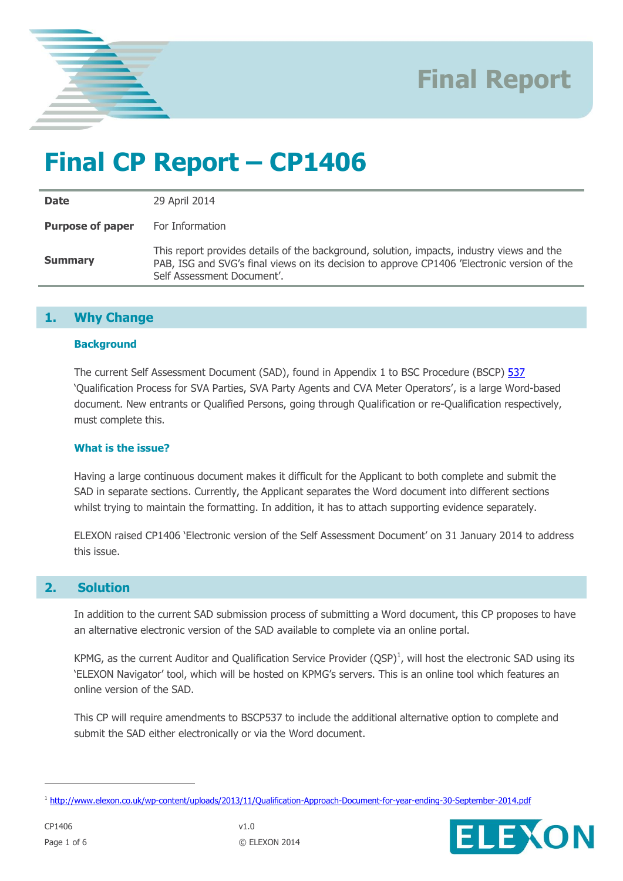Final Report

# Final CP Report – CP1406

| | |
|---|---|
| **Date** | 29 April 2014 |
| **Purpose of paper** | For Information |
| **Summary** | This report provides details of the background, solution, impacts, industry views and the PAB, ISG and SVG's final views on its decision to approve CP1406 'Electronic version of the Self Assessment Document'. |

## 1. Why Change

### Background

The current Self Assessment Document (SAD), found in Appendix 1 to BSC Procedure (BSCP) 537 'Qualification Process for SVA Parties, SVA Party Agents and CVA Meter Operators', is a large Word-based document. New entrants or Qualified Persons, going through Qualification or re-Qualification respectively, must complete this.

### What is the issue?

Having a large continuous document makes it difficult for the Applicant to both complete and submit the SAD in separate sections. Currently, the Applicant separates the Word document into different sections whilst trying to maintain the formatting. In addition, it has to attach supporting evidence separately.

ELEXON raised CP1406 'Electronic version of the Self Assessment Document' on 31 January 2014 to address this issue.

## 2. Solution

In addition to the current SAD submission process of submitting a Word document, this CP proposes to have an alternative electronic version of the SAD available to complete via an online portal.

KPMG, as the current Auditor and Qualification Service Provider (QSP)[1], will host the electronic SAD using its 'ELEXON Navigator' tool, which will be hosted on KPMG's servers. This is an online tool which features an online version of the SAD.

This CP will require amendments to BSCP537 to include the additional alternative option to complete and submit the SAD either electronically or via the Word document.

[1] http://www.elexon.co.uk/wp-content/uploads/2013/11/Qualification-Approach-Document-for-year-ending-30-September-2014.pdf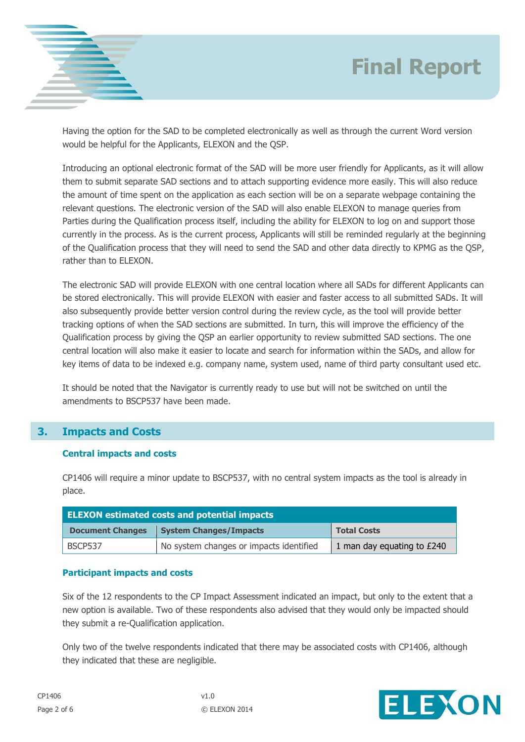Having the option for the SAD to be completed electronically as well as through the current Word version would be helpful for the Applicants, ELEXON and the QSP.

Introducing an optional electronic format of the SAD will be more user friendly for Applicants, as it will allow them to submit separate SAD sections and to attach supporting evidence more easily. This will also reduce the amount of time spent on the application as each section will be on a separate webpage containing the relevant questions. The electronic version of the SAD will also enable ELEXON to manage queries from Parties during the Qualification process itself, including the ability for ELEXON to log on and support those currently in the process. As is the current process, Applicants will still be reminded regularly at the beginning of the Qualification process that they will need to send the SAD and other data directly to KPMG as the QSP, rather than to ELEXON.

The electronic SAD will provide ELEXON with one central location where all SADs for different Applicants can be stored electronically. This will provide ELEXON with easier and faster access to all submitted SADs. It will also subsequently provide better version control during the review cycle, as the tool will provide better tracking options of when the SAD sections are submitted. In turn, this will improve the efficiency of the Qualification process by giving the QSP an earlier opportunity to review submitted SAD sections. The one central location will also make it easier to locate and search for information within the SADs, and allow for key items of data to be indexed e.g. company name, system used, name of third party consultant used etc.

It should be noted that the Navigator is currently ready to use but will not be switched on until the amendments to BSCP537 have been made.

## 3. Impacts and Costs

### Central impacts and costs

CP1406 will require a minor update to BSCP537, with no central system impacts as the tool is already in place.

| ELEXON estimated costs and potential impacts | | |
|---|---|---|
| **Document Changes** | **System Changes/Impacts** | **Total Costs** |
| BSCP537 | No system changes or impacts identified | 1 man day equating to £240 |

### Participant impacts and costs

Six of the 12 respondents to the CP Impact Assessment indicated an impact, but only to the extent that a new option is available. Two of these respondents also advised that they would only be impacted should they submit a re-Qualification application.

Only two of the twelve respondents indicated that there may be associated costs with CP1406, although they indicated that these are negligible.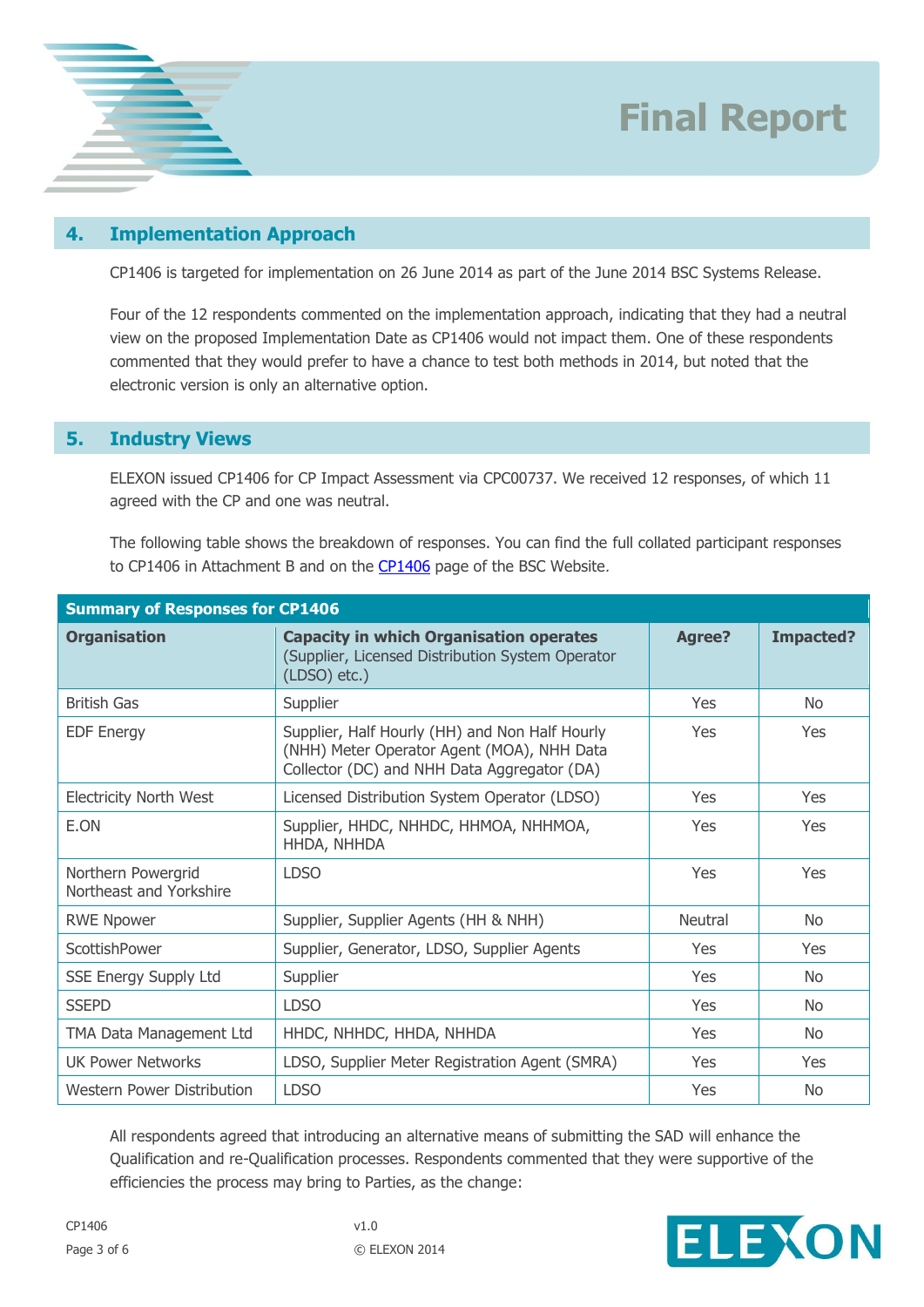## 4. Implementation Approach

CP1406 is targeted for implementation on 26 June 2014 as part of the June 2014 BSC Systems Release.

Four of the 12 respondents commented on the implementation approach, indicating that they had a neutral view on the proposed Implementation Date as CP1406 would not impact them. One of these respondents commented that they would prefer to have a chance to test both methods in 2014, but noted that the electronic version is only an alternative option.

## 5. Industry Views

ELEXON issued CP1406 for CP Impact Assessment via CPC00737. We received 12 responses, of which 11 agreed with the CP and one was neutral.

The following table shows the breakdown of responses. You can find the full collated participant responses to CP1406 in Attachment B and on the CP1406 page of the BSC Website.

**Summary of Responses for CP1406**

| Organisation | Capacity in which Organisation operates (Supplier, Licensed Distribution System Operator (LDSO) etc.) | Agree? | Impacted? |
|---|---|---|---|
| British Gas | Supplier | Yes | No |
| EDF Energy | Supplier, Half Hourly (HH) and Non Half Hourly (NHH) Meter Operator Agent (MOA), NHH Data Collector (DC) and NHH Data Aggregator (DA) | Yes | Yes |
| Electricity North West | Licensed Distribution System Operator (LDSO) | Yes | Yes |
| E.ON | Supplier, HHDC, NHHDC, HHMOA, NHHMOA, HHDA, NHHDA | Yes | Yes |
| Northern Powergrid Northeast and Yorkshire | LDSO | Yes | Yes |
| RWE Npower | Supplier, Supplier Agents (HH & NHH) | Neutral | No |
| ScottishPower | Supplier, Generator, LDSO, Supplier Agents | Yes | Yes |
| SSE Energy Supply Ltd | Supplier | Yes | No |
| SSEPD | LDSO | Yes | No |
| TMA Data Management Ltd | HHDC, NHHDC, HHDA, NHHDA | Yes | No |
| UK Power Networks | LDSO, Supplier Meter Registration Agent (SMRA) | Yes | Yes |
| Western Power Distribution | LDSO | Yes | No |

All respondents agreed that introducing an alternative means of submitting the SAD will enhance the Qualification and re-Qualification processes. Respondents commented that they were supportive of the efficiencies the process may bring to Parties, as the change: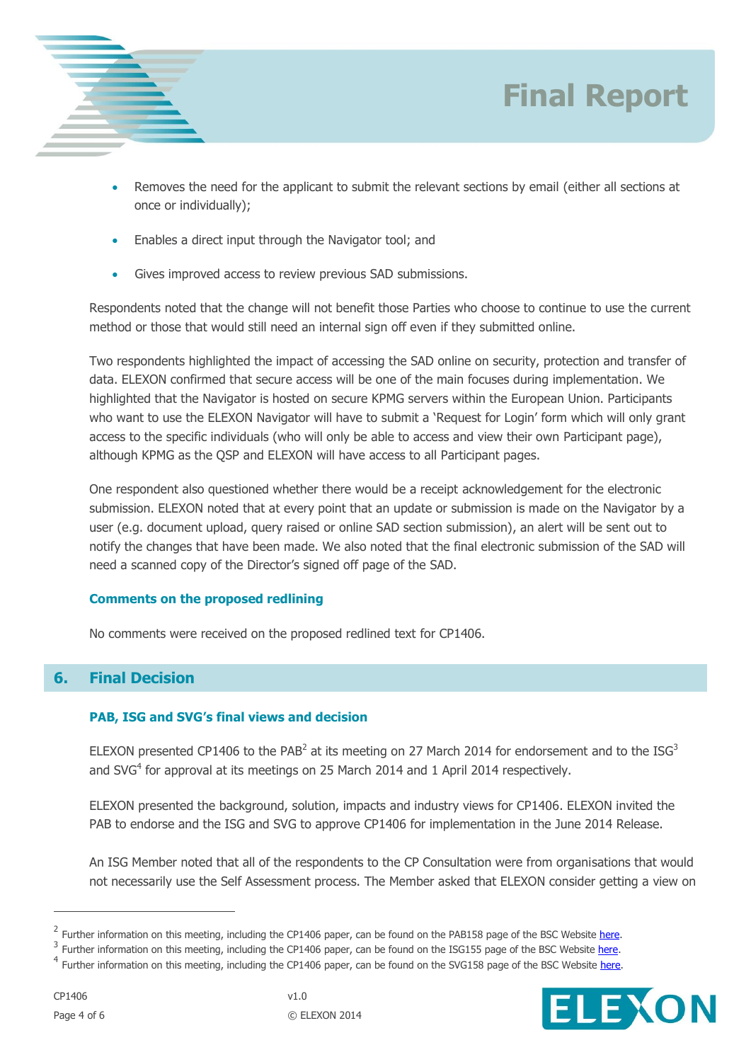- Removes the need for the applicant to submit the relevant sections by email (either all sections at once or individually);
- Enables a direct input through the Navigator tool; and
- Gives improved access to review previous SAD submissions.

Respondents noted that the change will not benefit those Parties who choose to continue to use the current method or those that would still need an internal sign off even if they submitted online.

Two respondents highlighted the impact of accessing the SAD online on security, protection and transfer of data. ELEXON confirmed that secure access will be one of the main focuses during implementation. We highlighted that the Navigator is hosted on secure KPMG servers within the European Union. Participants who want to use the ELEXON Navigator will have to submit a 'Request for Login' form which will only grant access to the specific individuals (who will only be able to access and view their own Participant page), although KPMG as the QSP and ELEXON will have access to all Participant pages.

One respondent also questioned whether there would be a receipt acknowledgement for the electronic submission. ELEXON noted that at every point that an update or submission is made on the Navigator by a user (e.g. document upload, query raised or online SAD section submission), an alert will be sent out to notify the changes that have been made. We also noted that the final electronic submission of the SAD will need a scanned copy of the Director's signed off page of the SAD.

### Comments on the proposed redlining

No comments were received on the proposed redlined text for CP1406.

## 6. Final Decision

### PAB, ISG and SVG's final views and decision

ELEXON presented CP1406 to the PAB[2] at its meeting on 27 March 2014 for endorsement and to the ISG[3] and SVG[4] for approval at its meetings on 25 March 2014 and 1 April 2014 respectively.

ELEXON presented the background, solution, impacts and industry views for CP1406. ELEXON invited the PAB to endorse and the ISG and SVG to approve CP1406 for implementation in the June 2014 Release.

An ISG Member noted that all of the respondents to the CP Consultation were from organisations that would not necessarily use the Self Assessment process. The Member asked that ELEXON consider getting a view on

[2] Further information on this meeting, including the CP1406 paper, can be found on the PAB158 page of the BSC Website here.

[3] Further information on this meeting, including the CP1406 paper, can be found on the ISG155 page of the BSC Website here.

[4] Further information on this meeting, including the CP1406 paper, can be found on the SVG158 page of the BSC Website here.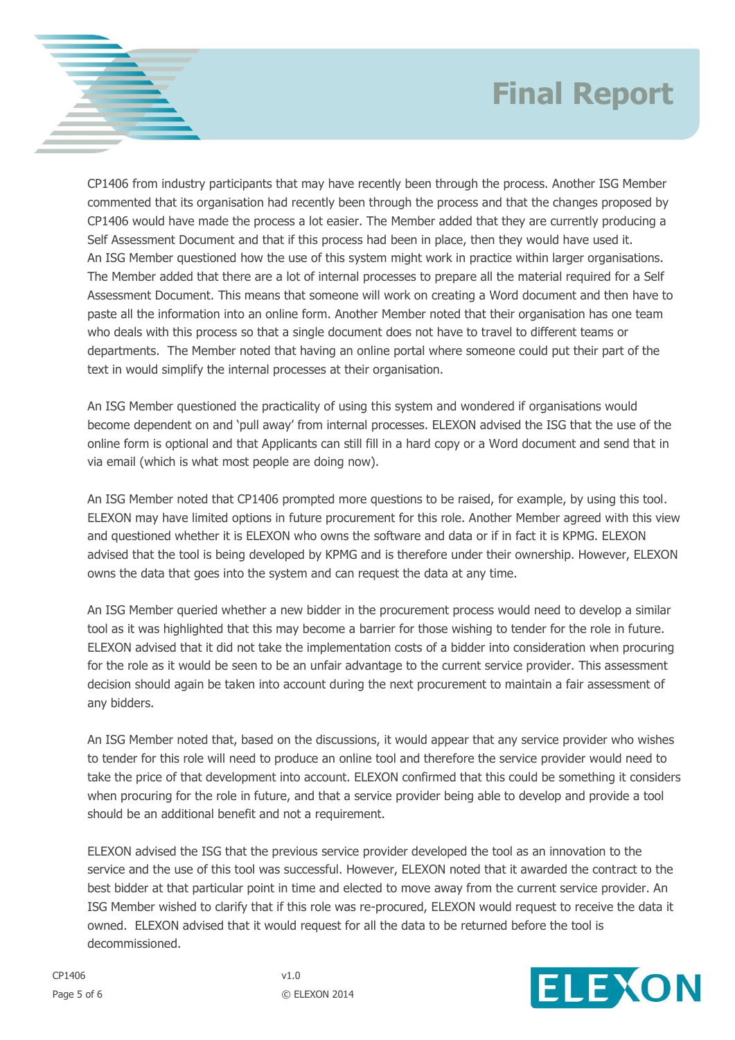CP1406 from industry participants that may have recently been through the process. Another ISG Member commented that its organisation had recently been through the process and that the changes proposed by CP1406 would have made the process a lot easier. The Member added that they are currently producing a Self Assessment Document and that if this process had been in place, then they would have used it. An ISG Member questioned how the use of this system might work in practice within larger organisations. The Member added that there are a lot of internal processes to prepare all the material required for a Self Assessment Document. This means that someone will work on creating a Word document and then have to paste all the information into an online form. Another Member noted that their organisation has one team who deals with this process so that a single document does not have to travel to different teams or departments. The Member noted that having an online portal where someone could put their part of the text in would simplify the internal processes at their organisation.

An ISG Member questioned the practicality of using this system and wondered if organisations would become dependent on and 'pull away' from internal processes. ELEXON advised the ISG that the use of the online form is optional and that Applicants can still fill in a hard copy or a Word document and send that in via email (which is what most people are doing now).

An ISG Member noted that CP1406 prompted more questions to be raised, for example, by using this tool. ELEXON may have limited options in future procurement for this role. Another Member agreed with this view and questioned whether it is ELEXON who owns the software and data or if in fact it is KPMG. ELEXON advised that the tool is being developed by KPMG and is therefore under their ownership. However, ELEXON owns the data that goes into the system and can request the data at any time.

An ISG Member queried whether a new bidder in the procurement process would need to develop a similar tool as it was highlighted that this may become a barrier for those wishing to tender for the role in future. ELEXON advised that it did not take the implementation costs of a bidder into consideration when procuring for the role as it would be seen to be an unfair advantage to the current service provider. This assessment decision should again be taken into account during the next procurement to maintain a fair assessment of any bidders.

An ISG Member noted that, based on the discussions, it would appear that any service provider who wishes to tender for this role will need to produce an online tool and therefore the service provider would need to take the price of that development into account. ELEXON confirmed that this could be something it considers when procuring for the role in future, and that a service provider being able to develop and provide a tool should be an additional benefit and not a requirement.

ELEXON advised the ISG that the previous service provider developed the tool as an innovation to the service and the use of this tool was successful. However, ELEXON noted that it awarded the contract to the best bidder at that particular point in time and elected to move away from the current service provider. An ISG Member wished to clarify that if this role was re-procured, ELEXON would request to receive the data it owned. ELEXON advised that it would request for all the data to be returned before the tool is decommissioned.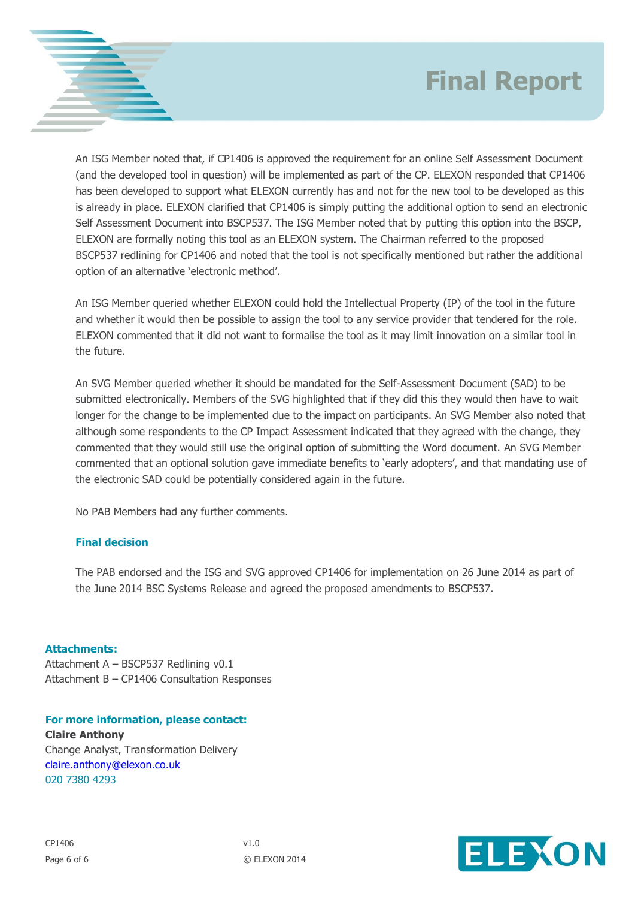An ISG Member noted that, if CP1406 is approved the requirement for an online Self Assessment Document (and the developed tool in question) will be implemented as part of the CP. ELEXON responded that CP1406 has been developed to support what ELEXON currently has and not for the new tool to be developed as this is already in place. ELEXON clarified that CP1406 is simply putting the additional option to send an electronic Self Assessment Document into BSCP537. The ISG Member noted that by putting this option into the BSCP, ELEXON are formally noting this tool as an ELEXON system. The Chairman referred to the proposed BSCP537 redlining for CP1406 and noted that the tool is not specifically mentioned but rather the additional option of an alternative 'electronic method'.

An ISG Member queried whether ELEXON could hold the Intellectual Property (IP) of the tool in the future and whether it would then be possible to assign the tool to any service provider that tendered for the role. ELEXON commented that it did not want to formalise the tool as it may limit innovation on a similar tool in the future.

An SVG Member queried whether it should be mandated for the Self-Assessment Document (SAD) to be submitted electronically. Members of the SVG highlighted that if they did this they would then have to wait longer for the change to be implemented due to the impact on participants. An SVG Member also noted that although some respondents to the CP Impact Assessment indicated that they agreed with the change, they commented that they would still use the original option of submitting the Word document. An SVG Member commented that an optional solution gave immediate benefits to 'early adopters', and that mandating use of the electronic SAD could be potentially considered again in the future.

No PAB Members had any further comments.

### Final decision

The PAB endorsed and the ISG and SVG approved CP1406 for implementation on 26 June 2014 as part of the June 2014 BSC Systems Release and agreed the proposed amendments to BSCP537.

**Attachments:**

Attachment A – BSCP537 Redlining v0.1

Attachment B – CP1406 Consultation Responses

**For more information, please contact:**

**Claire Anthony**

Change Analyst, Transformation Delivery

claire.anthony@elexon.co.uk

020 7380 4293